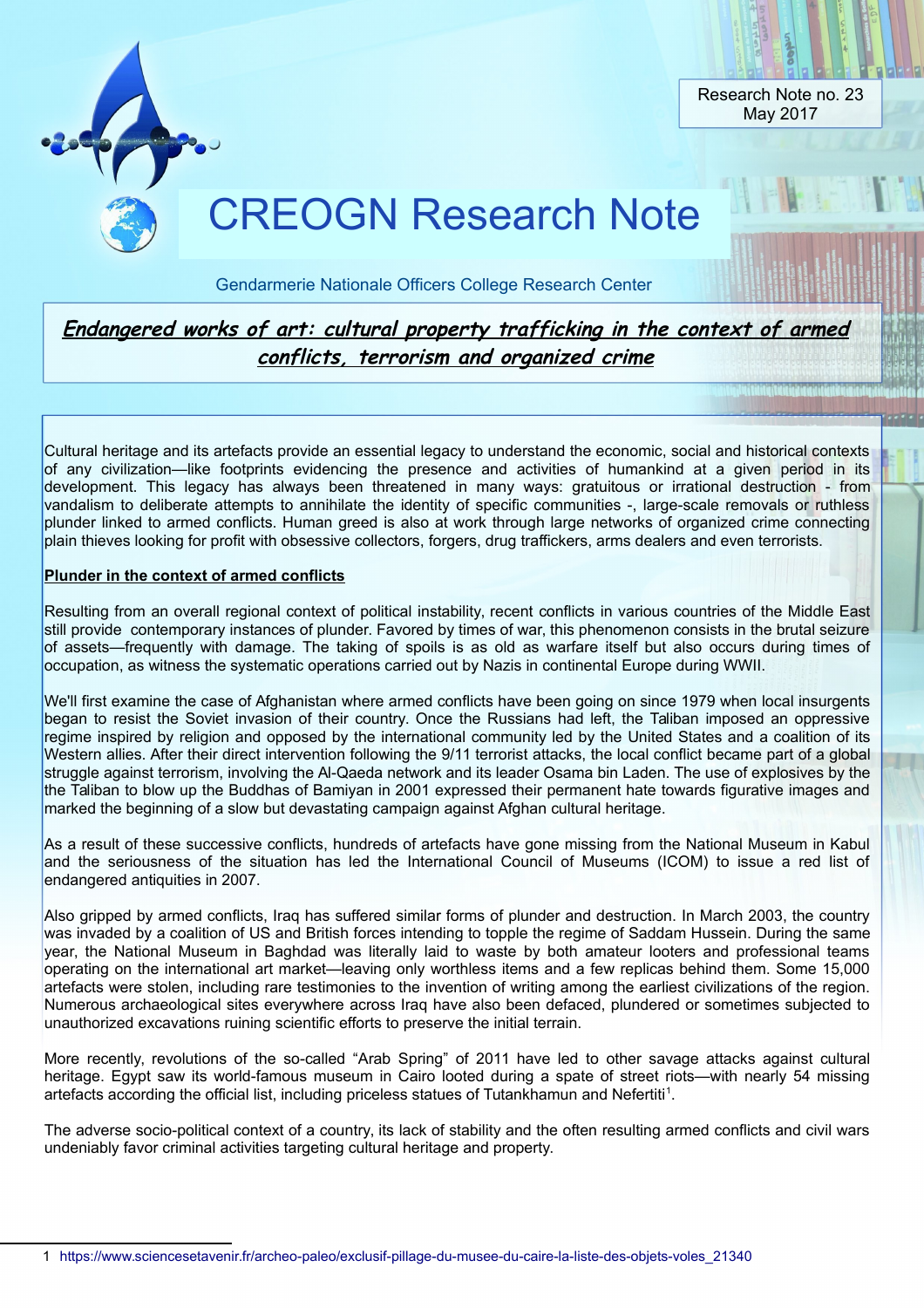Research Note no. 23
May 2017

# CREOGN Research Note

Gendarmerie Nationale Officers College Research Center

## ***Endangered works of art: cultural property trafficking in the context of armed conflicts, terrorism and organized crime***

Cultural heritage and its artefacts provide an essential legacy to understand the economic, social and historical contexts of any civilization—like footprints evidencing the presence and activities of humankind at a given period in its development. This legacy has always been threatened in many ways: gratuitous or irrational destruction - from vandalism to deliberate attempts to annihilate the identity of specific communities -, large-scale removals or ruthless plunder linked to armed conflicts. Human greed is also at work through large networks of organized crime connecting plain thieves looking for profit with obsessive collectors, forgers, drug traffickers, arms dealers and even terrorists.

**Plunder in the context of armed conflicts**

Resulting from an overall regional context of political instability, recent conflicts in various countries of the Middle East still provide contemporary instances of plunder. Favored by times of war, this phenomenon consists in the brutal seizure of assets—frequently with damage. The taking of spoils is as old as warfare itself but also occurs during times of occupation, as witness the systematic operations carried out by Nazis in continental Europe during WWII.

We'll first examine the case of Afghanistan where armed conflicts have been going on since 1979 when local insurgents began to resist the Soviet invasion of their country. Once the Russians had left, the Taliban imposed an oppressive regime inspired by religion and opposed by the international community led by the United States and a coalition of its Western allies. After their direct intervention following the 9/11 terrorist attacks, the local conflict became part of a global struggle against terrorism, involving the Al-Qaeda network and its leader Osama bin Laden. The use of explosives by the the Taliban to blow up the Buddhas of Bamiyan in 2001 expressed their permanent hate towards figurative images and marked the beginning of a slow but devastating campaign against Afghan cultural heritage.

As a result of these successive conflicts, hundreds of artefacts have gone missing from the National Museum in Kabul and the seriousness of the situation has led the International Council of Museums (ICOM) to issue a red list of endangered antiquities in 2007.

Also gripped by armed conflicts, Iraq has suffered similar forms of plunder and destruction. In March 2003, the country was invaded by a coalition of US and British forces intending to topple the regime of Saddam Hussein. During the same year, the National Museum in Baghdad was literally laid to waste by both amateur looters and professional teams operating on the international art market—leaving only worthless items and a few replicas behind them. Some 15,000 artefacts were stolen, including rare testimonies to the invention of writing among the earliest civilizations of the region. Numerous archaeological sites everywhere across Iraq have also been defaced, plundered or sometimes subjected to unauthorized excavations ruining scientific efforts to preserve the initial terrain.

More recently, revolutions of the so-called "Arab Spring" of 2011 have led to other savage attacks against cultural heritage. Egypt saw its world-famous museum in Cairo looted during a spate of street riots—with nearly 54 missing artefacts according the official list, including priceless statues of Tutankhamun and Nefertiti[1].

The adverse socio-political context of a country, its lack of stability and the often resulting armed conflicts and civil wars undeniably favor criminal activities targeting cultural heritage and property.

1 https://www.sciencesetavenir.fr/archeo-paleo/exclusif-pillage-du-musee-du-caire-la-liste-des-objets-voles_21340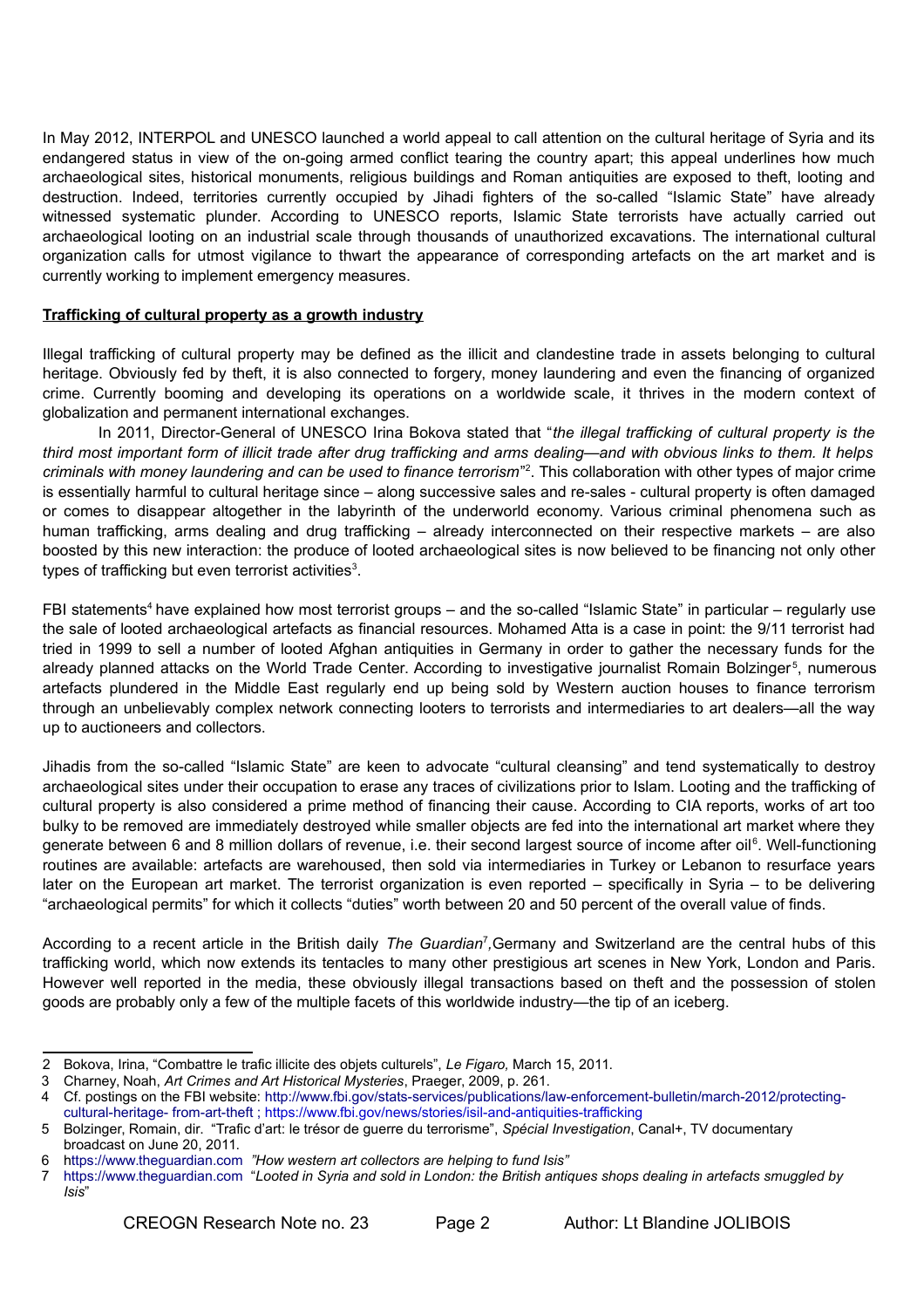In May 2012, INTERPOL and UNESCO launched a world appeal to call attention on the cultural heritage of Syria and its endangered status in view of the on-going armed conflict tearing the country apart; this appeal underlines how much archaeological sites, historical monuments, religious buildings and Roman antiquities are exposed to theft, looting and destruction. Indeed, territories currently occupied by Jihadi fighters of the so-called "Islamic State" have already witnessed systematic plunder. According to UNESCO reports, Islamic State terrorists have actually carried out archaeological looting on an industrial scale through thousands of unauthorized excavations. The international cultural organization calls for utmost vigilance to thwart the appearance of corresponding artefacts on the art market and is currently working to implement emergency measures.

**Trafficking of cultural property as a growth industry**

Illegal trafficking of cultural property may be defined as the illicit and clandestine trade in assets belonging to cultural heritage. Obviously fed by theft, it is also connected to forgery, money laundering and even the financing of organized crime. Currently booming and developing its operations on a worldwide scale, it thrives in the modern context of globalization and permanent international exchanges.

In 2011, Director-General of UNESCO Irina Bokova stated that "*the illegal trafficking of cultural property is the third most important form of illicit trade after drug trafficking and arms dealing—and with obvious links to them. It helps criminals with money laundering and can be used to finance terrorism*"[2]. This collaboration with other types of major crime is essentially harmful to cultural heritage since – along successive sales and re-sales - cultural property is often damaged or comes to disappear altogether in the labyrinth of the underworld economy. Various criminal phenomena such as human trafficking, arms dealing and drug trafficking – already interconnected on their respective markets – are also boosted by this new interaction: the produce of looted archaeological sites is now believed to be financing not only other types of trafficking but even terrorist activities[3].

FBI statements[4] have explained how most terrorist groups – and the so-called "Islamic State" in particular – regularly use the sale of looted archaeological artefacts as financial resources. Mohamed Atta is a case in point: the 9/11 terrorist had tried in 1999 to sell a number of looted Afghan antiquities in Germany in order to gather the necessary funds for the already planned attacks on the World Trade Center. According to investigative journalist Romain Bolzinger[5], numerous artefacts plundered in the Middle East regularly end up being sold by Western auction houses to finance terrorism through an unbelievably complex network connecting looters to terrorists and intermediaries to art dealers—all the way up to auctioneers and collectors.

Jihadis from the so-called "Islamic State" are keen to advocate "cultural cleansing" and tend systematically to destroy archaeological sites under their occupation to erase any traces of civilizations prior to Islam. Looting and the trafficking of cultural property is also considered a prime method of financing their cause. According to CIA reports, works of art too bulky to be removed are immediately destroyed while smaller objects are fed into the international art market where they generate between 6 and 8 million dollars of revenue, i.e. their second largest source of income after oil[6]. Well-functioning routines are available: artefacts are warehoused, then sold via intermediaries in Turkey or Lebanon to resurface years later on the European art market. The terrorist organization is even reported – specifically in Syria – to be delivering "archaeological permits" for which it collects "duties" worth between 20 and 50 percent of the overall value of finds.

According to a recent article in the British daily *The Guardian*[7], Germany and Switzerland are the central hubs of this trafficking world, which now extends its tentacles to many other prestigious art scenes in New York, London and Paris. However well reported in the media, these obviously illegal transactions based on theft and the possession of stolen goods are probably only a few of the multiple facets of this worldwide industry—the tip of an iceberg.

---

2 Bokova, Irina, "Combattre le trafic illicite des objets culturels", *Le Figaro,* March 15, 2011.

3 Charney, Noah, *Art Crimes and Art Historical Mysteries*, Praeger, 2009, p. 261.

4 Cf. postings on the FBI website: http://www.fbi.gov/stats-services/publications/law-enforcement-bulletin/march-2012/protecting-cultural-heritage- from-art-theft ; https://www.fbi.gov/news/stories/isil-and-antiquities-trafficking

5 Bolzinger, Romain, dir. "Trafic d'art: le trésor de guerre du terrorisme", *Spécial Investigation*, Canal+, TV documentary broadcast on June 20, 2011.

6 https://www.theguardian.com *"How western art collectors are helping to fund Isis"*

7 https://www.theguardian.com "*Looted in Syria and sold in London: the British antiques shops dealing in artefacts smuggled by Isis*"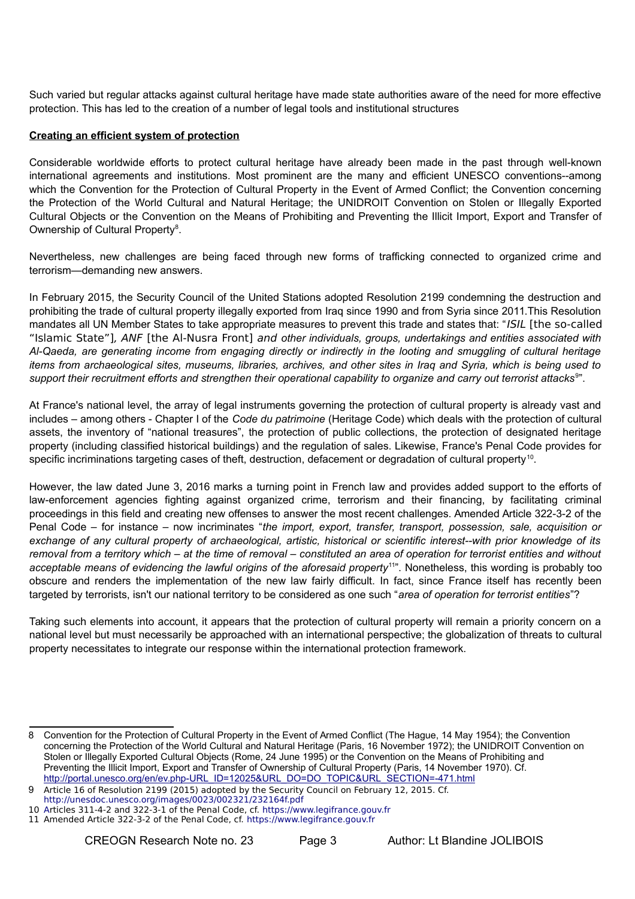Such varied but regular attacks against cultural heritage have made state authorities aware of the need for more effective protection. This has led to the creation of a number of legal tools and institutional structures

## Creating an efficient system of protection

Considerable worldwide efforts to protect cultural heritage have already been made in the past through well-known international agreements and institutions. Most prominent are the many and efficient UNESCO conventions--among which the Convention for the Protection of Cultural Property in the Event of Armed Conflict; the Convention concerning the Protection of the World Cultural and Natural Heritage; the UNIDROIT Convention on Stolen or Illegally Exported Cultural Objects or the Convention on the Means of Prohibiting and Preventing the Illicit Import, Export and Transfer of Ownership of Cultural Property[8].

Nevertheless, new challenges are being faced through new forms of trafficking connected to organized crime and terrorism—demanding new answers.

In February 2015, the Security Council of the United Stations adopted Resolution 2199 condemning the destruction and prohibiting the trade of cultural property illegally exported from Iraq since 1990 and from Syria since 2011.This Resolution mandates all UN Member States to take appropriate measures to prevent this trade and states that: "*ISIL* [the so-called "Islamic State"]*, ANF* [the Al-Nusra Front] *and other individuals, groups, undertakings and entities associated with Al-Qaeda, are generating income from engaging directly or indirectly in the looting and smuggling of cultural heritage items from archaeological sites, museums, libraries, archives, and other sites in Iraq and Syria, which is being used to support their recruitment efforts and strengthen their operational capability to organize and carry out terrorist attacks*[9]".

At France's national level, the array of legal instruments governing the protection of cultural property is already vast and includes – among others - Chapter I of the *Code du patrimoine* (Heritage Code) which deals with the protection of cultural assets, the inventory of "national treasures", the protection of public collections, the protection of designated heritage property (including classified historical buildings) and the regulation of sales. Likewise, France's Penal Code provides for specific incriminations targeting cases of theft, destruction, defacement or degradation of cultural property[10].

However, the law dated June 3, 2016 marks a turning point in French law and provides added support to the efforts of law-enforcement agencies fighting against organized crime, terrorism and their financing, by facilitating criminal proceedings in this field and creating new offenses to answer the most recent challenges. Amended Article 322-3-2 of the Penal Code – for instance – now incriminates "*the import, export, transfer, transport, possession, sale, acquisition or exchange of any cultural property of archaeological, artistic, historical or scientific interest--with prior knowledge of its removal from a territory which – at the time of removal – constituted an area of operation for terrorist entities and without acceptable means of evidencing the lawful origins of the aforesaid property*[11]". Nonetheless, this wording is probably too obscure and renders the implementation of the new law fairly difficult. In fact, since France itself has recently been targeted by terrorists, isn't our national territory to be considered as one such "*area of operation for terrorist entities*"?

Taking such elements into account, it appears that the protection of cultural property will remain a priority concern on a national level but must necessarily be approached with an international perspective; the globalization of threats to cultural property necessitates to integrate our response within the international protection framework.

---

8 Convention for the Protection of Cultural Property in the Event of Armed Conflict (The Hague, 14 May 1954); the Convention concerning the Protection of the World Cultural and Natural Heritage (Paris, 16 November 1972); the UNIDROIT Convention on Stolen or Illegally Exported Cultural Objects (Rome, 24 June 1995) or the Convention on the Means of Prohibiting and Preventing the Illicit Import, Export and Transfer of Ownership of Cultural Property (Paris, 14 November 1970). Cf. http://portal.unesco.org/en/ev.php-URL_ID=12025&URL_DO=DO_TOPIC&URL_SECTION=-471.html

9 Article 16 of Resolution 2199 (2015) adopted by the Security Council on February 12, 2015. Cf. http://unesdoc.unesco.org/images/0023/002321/232164f.pdf

10 Articles 311-4-2 and 322-3-1 of the Penal Code, cf. https://www.legifrance.gouv.fr

11 Amended Article 322-3-2 of the Penal Code, cf. https://www.legifrance.gouv.fr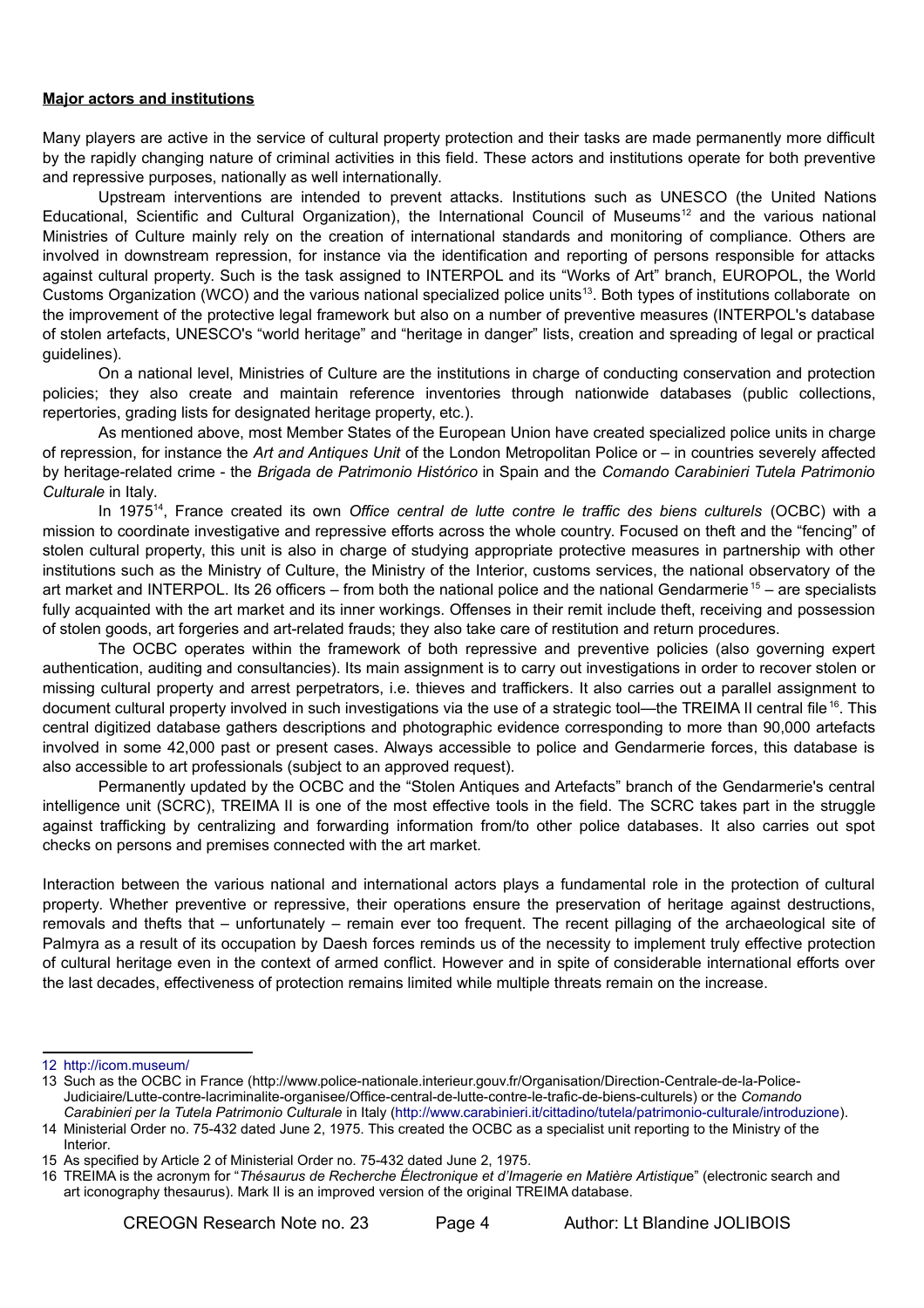**Major actors and institutions**

Many players are active in the service of cultural property protection and their tasks are made permanently more difficult by the rapidly changing nature of criminal activities in this field. These actors and institutions operate for both preventive and repressive purposes, nationally as well internationally.

Upstream interventions are intended to prevent attacks. Institutions such as UNESCO (the United Nations Educational, Scientific and Cultural Organization), the International Council of Museums[12] and the various national Ministries of Culture mainly rely on the creation of international standards and monitoring of compliance. Others are involved in downstream repression, for instance via the identification and reporting of persons responsible for attacks against cultural property. Such is the task assigned to INTERPOL and its "Works of Art" branch, EUROPOL, the World Customs Organization (WCO) and the various national specialized police units[13]. Both types of institutions collaborate on the improvement of the protective legal framework but also on a number of preventive measures (INTERPOL's database of stolen artefacts, UNESCO's "world heritage" and "heritage in danger" lists, creation and spreading of legal or practical guidelines).

On a national level, Ministries of Culture are the institutions in charge of conducting conservation and protection policies; they also create and maintain reference inventories through nationwide databases (public collections, repertories, grading lists for designated heritage property, etc.).

As mentioned above, most Member States of the European Union have created specialized police units in charge of repression, for instance the *Art and Antiques Unit* of the London Metropolitan Police or – in countries severely affected by heritage-related crime - the *Brigada de Patrimonio Histórico* in Spain and the *Comando Carabinieri Tutela Patrimonio Culturale* in Italy.

In 1975[14], France created its own *Office central de lutte contre le traffic des biens culturels* (OCBC) with a mission to coordinate investigative and repressive efforts across the whole country. Focused on theft and the "fencing" of stolen cultural property, this unit is also in charge of studying appropriate protective measures in partnership with other institutions such as the Ministry of Culture, the Ministry of the Interior, customs services, the national observatory of the art market and INTERPOL. Its 26 officers – from both the national police and the national Gendarmerie[15] – are specialists fully acquainted with the art market and its inner workings. Offenses in their remit include theft, receiving and possession of stolen goods, art forgeries and art-related frauds; they also take care of restitution and return procedures.

The OCBC operates within the framework of both repressive and preventive policies (also governing expert authentication, auditing and consultancies). Its main assignment is to carry out investigations in order to recover stolen or missing cultural property and arrest perpetrators, i.e. thieves and traffickers. It also carries out a parallel assignment to document cultural property involved in such investigations via the use of a strategic tool—the TREIMA II central file[16]. This central digitized database gathers descriptions and photographic evidence corresponding to more than 90,000 artefacts involved in some 42,000 past or present cases. Always accessible to police and Gendarmerie forces, this database is also accessible to art professionals (subject to an approved request).

Permanently updated by the OCBC and the "Stolen Antiques and Artefacts" branch of the Gendarmerie's central intelligence unit (SCRC), TREIMA II is one of the most effective tools in the field. The SCRC takes part in the struggle against trafficking by centralizing and forwarding information from/to other police databases. It also carries out spot checks on persons and premises connected with the art market.

Interaction between the various national and international actors plays a fundamental role in the protection of cultural property. Whether preventive or repressive, their operations ensure the preservation of heritage against destructions, removals and thefts that – unfortunately – remain ever too frequent. The recent pillaging of the archaeological site of Palmyra as a result of its occupation by Daesh forces reminds us of the necessity to implement truly effective protection of cultural heritage even in the context of armed conflict. However and in spite of considerable international efforts over the last decades, effectiveness of protection remains limited while multiple threats remain on the increase.

---

12 http://icom.museum/

13 Such as the OCBC in France (http://www.police-nationale.interieur.gouv.fr/Organisation/Direction-Centrale-de-la-Police-Judiciaire/Lutte-contre-lacriminalite-organisee/Office-central-de-lutte-contre-le-trafic-de-biens-culturels) or the *Comando Carabinieri per la Tutela Patrimonio Culturale* in Italy (http://www.carabinieri.it/cittadino/tutela/patrimonio-culturale/introduzione).

14 Ministerial Order no. 75-432 dated June 2, 1975. This created the OCBC as a specialist unit reporting to the Ministry of the Interior.

15 As specified by Article 2 of Ministerial Order no. 75-432 dated June 2, 1975.

16 TREIMA is the acronym for "*Thésaurus de Recherche Électronique et d'Imagerie en Matière Artistique*" (electronic search and art iconography thesaurus). Mark II is an improved version of the original TREIMA database.